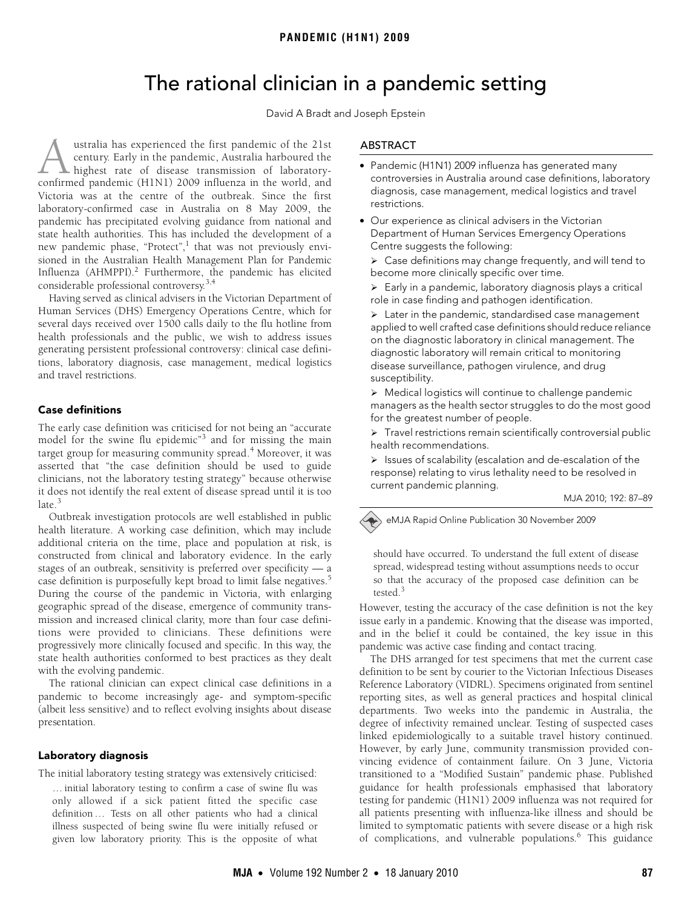# The rational clinician in a pandemic setting

David A Bradt and Joseph Epstein

## ABSTRACT

- Pandemic (H1N1) 2009 influenza has generated many controversies in Australia around case definitions, laboratory diagnosis, case management, medical logistics and travel restrictions.
- Our experience as clinical advisers in the Victorian Department of Human Services Emergency Operations Centre suggests the following:
  - Case definitions may change frequently, and will tend to become more clinically specific over time.
  - Early in a pandemic, laboratory diagnosis plays a critical role in case finding and pathogen identification.
  - Later in the pandemic, standardised case management applied to well crafted case definitions should reduce reliance on the diagnostic laboratory in clinical management. The diagnostic laboratory will remain critical to monitoring disease surveillance, pathogen virulence, and drug susceptibility.
  - Medical logistics will continue to challenge pandemic managers as the health sector struggles to do the most good for the greatest number of people.
  - Travel restrictions remain scientifically controversial public health recommendations.
  - Issues of scalability (escalation and de-escalation of the response) relating to virus lethality need to be resolved in current pandemic planning.

MJA 2010; 192: 87–89

eMJA Rapid Online Publication 30 November 2009

Australia has experienced the first pandemic of the 21st century. Early in the pandemic, Australia harboured the highest rate of disease transmission of laboratory-confirmed pandemic (H1N1) 2009 influenza in the world, and Victoria was at the centre of the outbreak. Since the first laboratory-confirmed case in Australia on 8 May 2009, the pandemic has precipitated evolving guidance from national and state health authorities. This has included the development of a new pandemic phase, "Protect",[1] that was not previously envisioned in the Australian Health Management Plan for Pandemic Influenza (AHMPPI).[2] Furthermore, the pandemic has elicited considerable professional controversy.[3,4]

Having served as clinical advisers in the Victorian Department of Human Services (DHS) Emergency Operations Centre, which for several days received over 1500 calls daily to the flu hotline from health professionals and the public, we wish to address issues generating persistent professional controversy: clinical case definitions, laboratory diagnosis, case management, medical logistics and travel restrictions.

## Case definitions

The early case definition was criticised for not being an "accurate model for the swine flu epidemic"[3] and for missing the main target group for measuring community spread.[4] Moreover, it was asserted that "the case definition should be used to guide clinicians, not the laboratory testing strategy" because otherwise it does not identify the real extent of disease spread until it is too late.[3]

Outbreak investigation protocols are well established in public health literature. A working case definition, which may include additional criteria on the time, place and population at risk, is constructed from clinical and laboratory evidence. In the early stages of an outbreak, sensitivity is preferred over specificity — a case definition is purposefully kept broad to limit false negatives.[5] During the course of the pandemic in Victoria, with enlarging geographic spread of the disease, emergence of community transmission and increased clinical clarity, more than four case definitions were provided to clinicians. These definitions were progressively more clinically focused and specific. In this way, the state health authorities conformed to best practices as they dealt with the evolving pandemic.

The rational clinician can expect clinical case definitions in a pandemic to become increasingly age- and symptom-specific (albeit less sensitive) and to reflect evolving insights about disease presentation.

## Laboratory diagnosis

The initial laboratory testing strategy was extensively criticised:

> … initial laboratory testing to confirm a case of swine flu was only allowed if a sick patient fitted the specific case definition … Tests on all other patients who had a clinical illness suspected of being swine flu were initially refused or given low laboratory priority. This is the opposite of what should have occurred. To understand the full extent of disease spread, widespread testing without assumptions needs to occur so that the accuracy of the proposed case definition can be tested.[3]

However, testing the accuracy of the case definition is not the key issue early in a pandemic. Knowing that the disease was imported, and in the belief it could be contained, the key issue in this pandemic was active case finding and contact tracing.

The DHS arranged for test specimens that met the current case definition to be sent by courier to the Victorian Infectious Diseases Reference Laboratory (VIDRL). Specimens originated from sentinel reporting sites, as well as general practices and hospital clinical departments. Two weeks into the pandemic in Australia, the degree of infectivity remained unclear. Testing of suspected cases linked epidemiologically to a suitable travel history continued. However, by early June, community transmission provided convincing evidence of containment failure. On 3 June, Victoria transitioned to a "Modified Sustain" pandemic phase. Published guidance for health professionals emphasised that laboratory testing for pandemic (H1N1) 2009 influenza was not required for all patients presenting with influenza-like illness and should be limited to symptomatic patients with severe disease or a high risk of complications, and vulnerable populations.[6] This guidance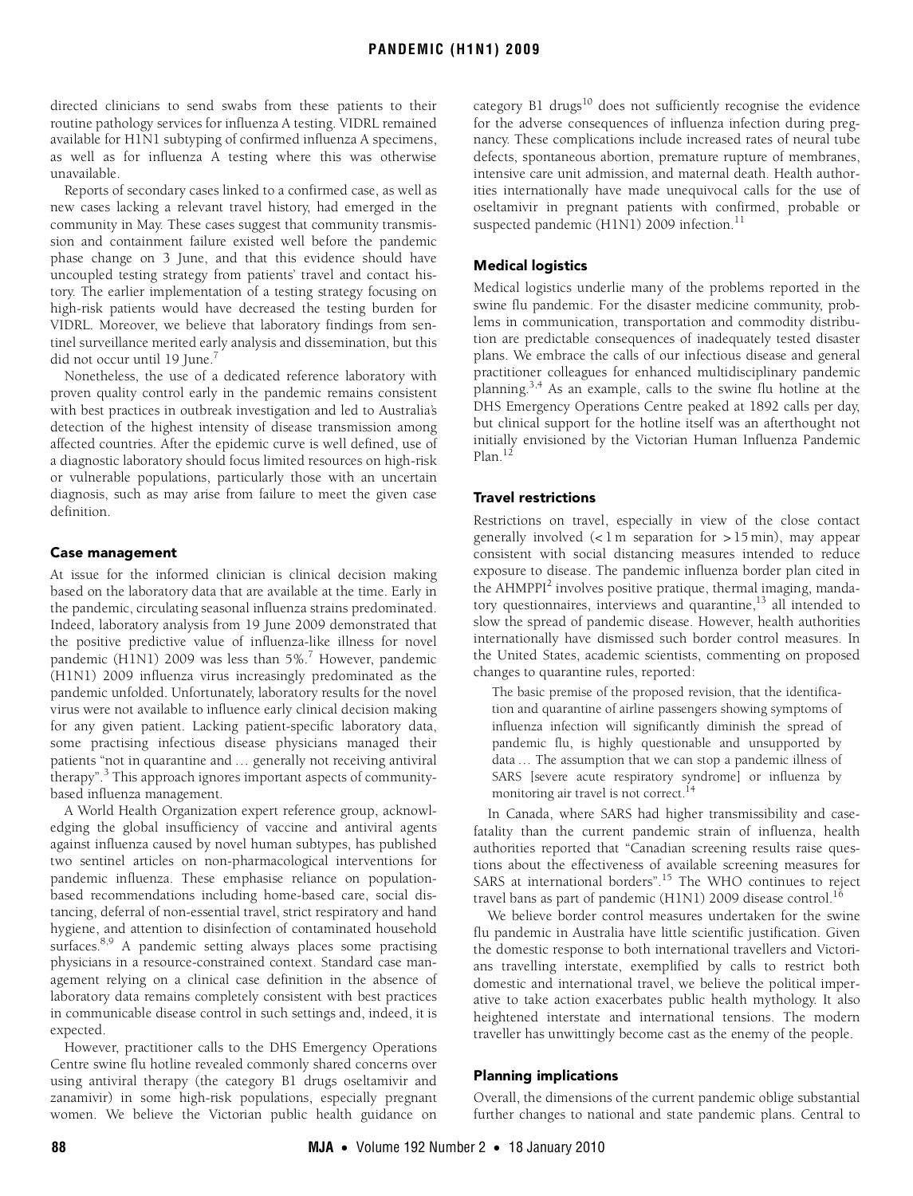directed clinicians to send swabs from these patients to their routine pathology services for influenza A testing. VIDRL remained available for H1N1 subtyping of confirmed influenza A specimens, as well as for influenza A testing where this was otherwise unavailable.

Reports of secondary cases linked to a confirmed case, as well as new cases lacking a relevant travel history, had emerged in the community in May. These cases suggest that community transmission and containment failure existed well before the pandemic phase change on 3 June, and that this evidence should have uncoupled testing strategy from patients' travel and contact history. The earlier implementation of a testing strategy focusing on high-risk patients would have decreased the testing burden for VIDRL. Moreover, we believe that laboratory findings from sentinel surveillance merited early analysis and dissemination, but this did not occur until 19 June.[7]

Nonetheless, the use of a dedicated reference laboratory with proven quality control early in the pandemic remains consistent with best practices in outbreak investigation and led to Australia's detection of the highest intensity of disease transmission among affected countries. After the epidemic curve is well defined, use of a diagnostic laboratory should focus limited resources on high-risk or vulnerable populations, particularly those with an uncertain diagnosis, such as may arise from failure to meet the given case definition.

## Case management

At issue for the informed clinician is clinical decision making based on the laboratory data that are available at the time. Early in the pandemic, circulating seasonal influenza strains predominated. Indeed, laboratory analysis from 19 June 2009 demonstrated that the positive predictive value of influenza-like illness for novel pandemic (H1N1) 2009 was less than 5%.[7] However, pandemic (H1N1) 2009 influenza virus increasingly predominated as the pandemic unfolded. Unfortunately, laboratory results for the novel virus were not available to influence early clinical decision making for any given patient. Lacking patient-specific laboratory data, some practising infectious disease physicians managed their patients "not in quarantine and … generally not receiving antiviral therapy".[3] This approach ignores important aspects of community-based influenza management.

A World Health Organization expert reference group, acknowledging the global insufficiency of vaccine and antiviral agents against influenza caused by novel human subtypes, has published two sentinel articles on non-pharmacological interventions for pandemic influenza. These emphasise reliance on population-based recommendations including home-based care, social distancing, deferral of non-essential travel, strict respiratory and hand hygiene, and attention to disinfection of contaminated household surfaces.[8,9] A pandemic setting always places some practising physicians in a resource-constrained context. Standard case management relying on a clinical case definition in the absence of laboratory data remains completely consistent with best practices in communicable disease control in such settings and, indeed, it is expected.

However, practitioner calls to the DHS Emergency Operations Centre swine flu hotline revealed commonly shared concerns over using antiviral therapy (the category B1 drugs oseltamivir and zanamivir) in some high-risk populations, especially pregnant women. We believe the Victorian public health guidance on category B1 drugs[10] does not sufficiently recognise the evidence for the adverse consequences of influenza infection during pregnancy. These complications include increased rates of neural tube defects, spontaneous abortion, premature rupture of membranes, intensive care unit admission, and maternal death. Health authorities internationally have made unequivocal calls for the use of oseltamivir in pregnant patients with confirmed, probable or suspected pandemic (H1N1) 2009 infection.[11]

## Medical logistics

Medical logistics underlie many of the problems reported in the swine flu pandemic. For the disaster medicine community, problems in communication, transportation and commodity distribution are predictable consequences of inadequately tested disaster plans. We embrace the calls of our infectious disease and general practitioner colleagues for enhanced multidisciplinary pandemic planning.[3,4] As an example, calls to the swine flu hotline at the DHS Emergency Operations Centre peaked at 1892 calls per day, but clinical support for the hotline itself was an afterthought not initially envisioned by the Victorian Human Influenza Pandemic Plan.[12]

## Travel restrictions

Restrictions on travel, especially in view of the close contact generally involved (< 1 m separation for > 15 min), may appear consistent with social distancing measures intended to reduce exposure to disease. The pandemic influenza border plan cited in the AHMPPI[2] involves positive pratique, thermal imaging, mandatory questionnaires, interviews and quarantine,[13] all intended to slow the spread of pandemic disease. However, health authorities internationally have dismissed such border control measures. In the United States, academic scientists, commenting on proposed changes to quarantine rules, reported:

> The basic premise of the proposed revision, that the identification and quarantine of airline passengers showing symptoms of influenza infection will significantly diminish the spread of pandemic flu, is highly questionable and unsupported by data … The assumption that we can stop a pandemic illness of SARS [severe acute respiratory syndrome] or influenza by monitoring air travel is not correct.[14]

In Canada, where SARS had higher transmissibility and case-fatality than the current pandemic strain of influenza, health authorities reported that "Canadian screening results raise questions about the effectiveness of available screening measures for SARS at international borders".[15] The WHO continues to reject travel bans as part of pandemic (H1N1) 2009 disease control.[16]

We believe border control measures undertaken for the swine flu pandemic in Australia have little scientific justification. Given the domestic response to both international travellers and Victorians travelling interstate, exemplified by calls to restrict both domestic and international travel, we believe the political imperative to take action exacerbates public health mythology. It also heightened interstate and international tensions. The modern traveller has unwittingly become cast as the enemy of the people.

## Planning implications

Overall, the dimensions of the current pandemic oblige substantial further changes to national and state pandemic plans. Central to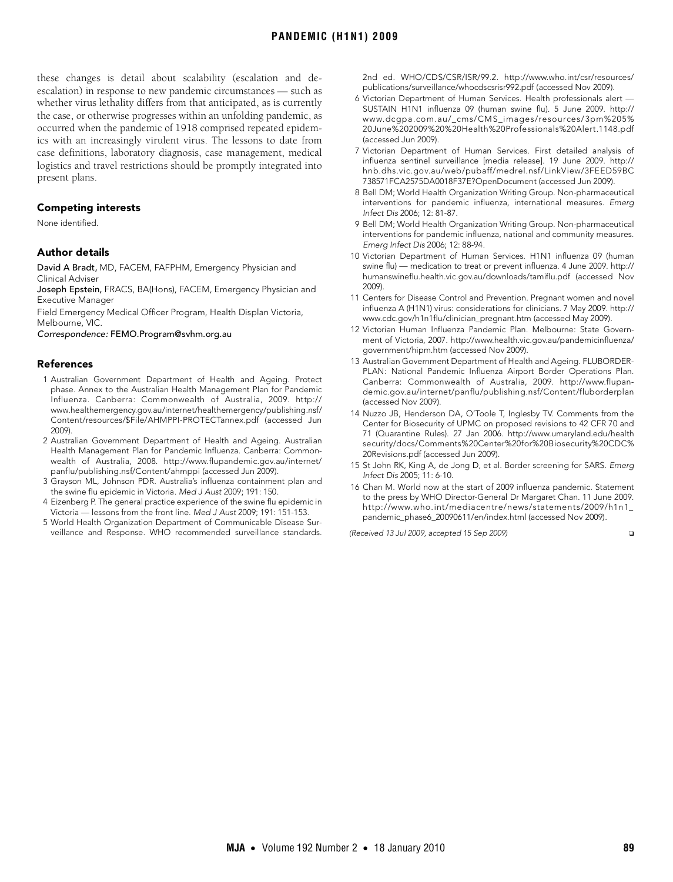these changes is detail about scalability (escalation and de-escalation) in response to new pandemic circumstances — such as whether virus lethality differs from that anticipated, as is currently the case, or otherwise progresses within an unfolding pandemic, as occurred when the pandemic of 1918 comprised repeated epidemics with an increasingly virulent virus. The lessons to date from case definitions, laboratory diagnosis, case management, medical logistics and travel restrictions should be promptly integrated into present plans.

### Competing interests

None identified.

### Author details

**David A Bradt,** MD, FACEM, FAFPHM, Emergency Physician and Clinical Adviser
**Joseph Epstein,** FRACS, BA(Hons), FACEM, Emergency Physician and Executive Manager
Field Emergency Medical Officer Program, Health Displan Victoria, Melbourne, VIC.
*Correspondence:* FEMO.Program@svhm.org.au

### References

1. Australian Government Department of Health and Ageing. Protect phase. Annex to the Australian Health Management Plan for Pandemic Influenza. Canberra: Commonwealth of Australia, 2009. http://www.healthemergency.gov.au/internet/healthemergency/publishing.nsf/Content/resources/$File/AHMPPI-PROTECTannex.pdf (accessed Jun 2009).
2. Australian Government Department of Health and Ageing. Australian Health Management Plan for Pandemic Influenza. Canberra: Commonwealth of Australia, 2008. http://www.flupandemic.gov.au/internet/panflu/publishing.nsf/Content/ahmppi (accessed Jun 2009).
3. Grayson ML, Johnson PDR. Australia's influenza containment plan and the swine flu epidemic in Victoria. *Med J Aust* 2009; 191: 150.
4. Eizenberg P. The general practice experience of the swine flu epidemic in Victoria — lessons from the front line. *Med J Aust* 2009; 191: 151-153.
5. World Health Organization Department of Communicable Disease Surveillance and Response. WHO recommended surveillance standards. 2nd ed. WHO/CDS/CSR/ISR/99.2. http://www.who.int/csr/resources/publications/surveillance/whocdscsrisr992.pdf (accessed Nov 2009).
6. Victorian Department of Human Services. Health professionals alert — SUSTAIN H1N1 influenza 09 (human swine flu). 5 June 2009. http://www.dcgpa.com.au/_cms/CMS_images/resources/3pm%205%20June%202009%20%20Health%20Professionals%20Alert.1148.pdf (accessed Jun 2009).
7. Victorian Department of Human Services. First detailed analysis of influenza sentinel surveillance [media release]. 19 June 2009. http://hnb.dhs.vic.gov.au/web/pubaff/medrel.nsf/LinkView/3FEED59BC738571FCA2575DA0018F37E?OpenDocument (accessed Jun 2009).
8. Bell DM; World Health Organization Writing Group. Non-pharmaceutical interventions for pandemic influenza, international measures. *Emerg Infect Dis* 2006; 12: 81-87.
9. Bell DM; World Health Organization Writing Group. Non-pharmaceutical interventions for pandemic influenza, national and community measures. *Emerg Infect Dis* 2006; 12: 88-94.
10. Victorian Department of Human Services. H1N1 influenza 09 (human swine flu) — medication to treat or prevent influenza. 4 June 2009. http://humanswineflu.health.vic.gov.au/downloads/tamiflu.pdf (accessed Nov 2009).
11. Centers for Disease Control and Prevention. Pregnant women and novel influenza A (H1N1) virus: considerations for clinicians. 7 May 2009. http://www.cdc.gov/h1n1flu/clinician_pregnant.htm (accessed May 2009).
12. Victorian Human Influenza Pandemic Plan. Melbourne: State Government of Victoria, 2007. http://www.health.vic.gov.au/pandemicinfluenza/government/hipm.htm (accessed Nov 2009).
13. Australian Government Department of Health and Ageing. FLUBORDERPLAN: National Pandemic Influenza Airport Border Operations Plan. Canberra: Commonwealth of Australia, 2009. http://www.flupandemic.gov.au/internet/panflu/publishing.nsf/Content/fluborderplan (accessed Nov 2009).
14. Nuzzo JB, Henderson DA, O'Toole T, Inglesby TV. Comments from the Center for Biosecurity of UPMC on proposed revisions to 42 CFR 70 and 71 (Quarantine Rules). 27 Jan 2006. http://www.umaryland.edu/healthsecurity/docs/Comments%20Center%20for%20Biosecurity%20CDC%20Revisions.pdf (accessed Jun 2009).
15. St John RK, King A, de Jong D, et al. Border screening for SARS. *Emerg Infect Dis* 2005; 11: 6-10.
16. Chan M. World now at the start of 2009 influenza pandemic. Statement to the press by WHO Director-General Dr Margaret Chan. 11 June 2009. http://www.who.int/mediacentre/news/statements/2009/h1n1_pandemic_phase6_20090611/en/index.html (accessed Nov 2009).

*(Received 13 Jul 2009, accepted 15 Sep 2009)*